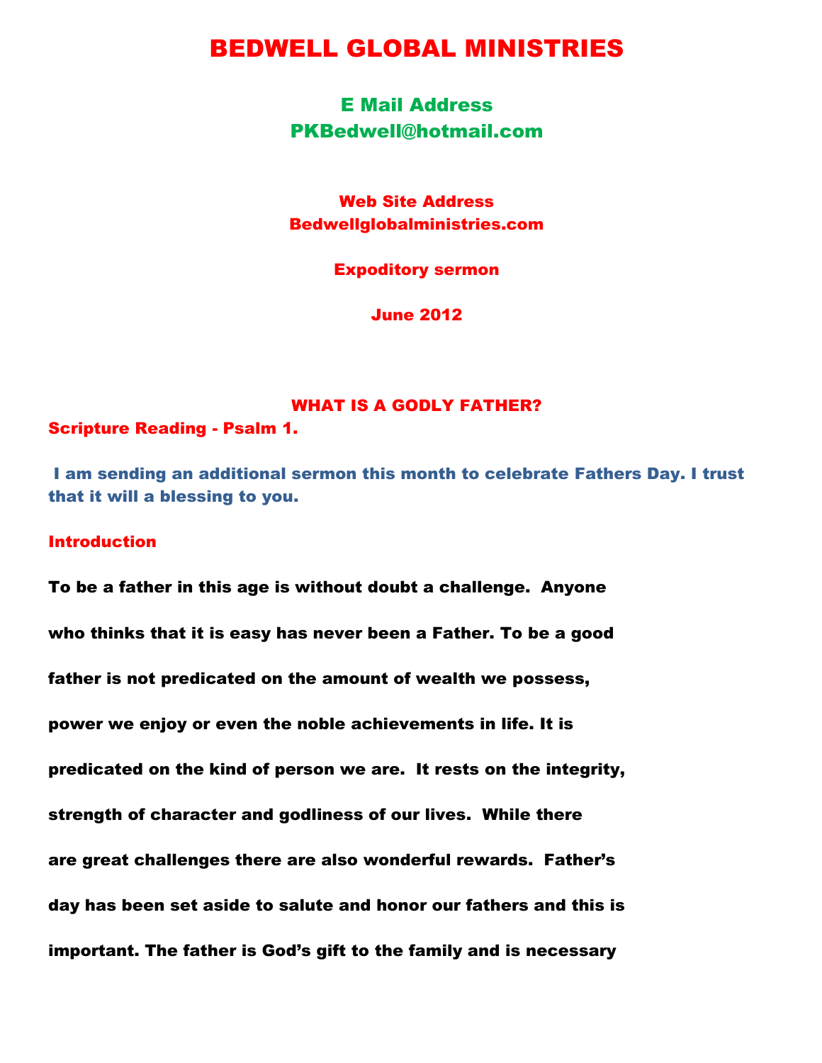# BEDWELL GLOBAL MINISTRIES

**E Mail Address**
**PKBedwell@hotmail.com**

**Web Site Address**
**Bedwellglobalministries.com**

**Expoditory sermon**

**June 2012**

## WHAT IS A GODLY FATHER?

**Scripture Reading - Psalm 1.**

**I am sending an additional sermon this month to celebrate Fathers Day. I trust that it will a blessing to you.**

### Introduction

**To be a father in this age is without doubt a challenge. Anyone who thinks that it is easy has never been a Father. To be a good father is not predicated on the amount of wealth we possess, power we enjoy or even the noble achievements in life. It is predicated on the kind of person we are. It rests on the integrity, strength of character and godliness of our lives. While there are great challenges there are also wonderful rewards. Father's day has been set aside to salute and honor our fathers and this is important. The father is God's gift to the family and is necessary**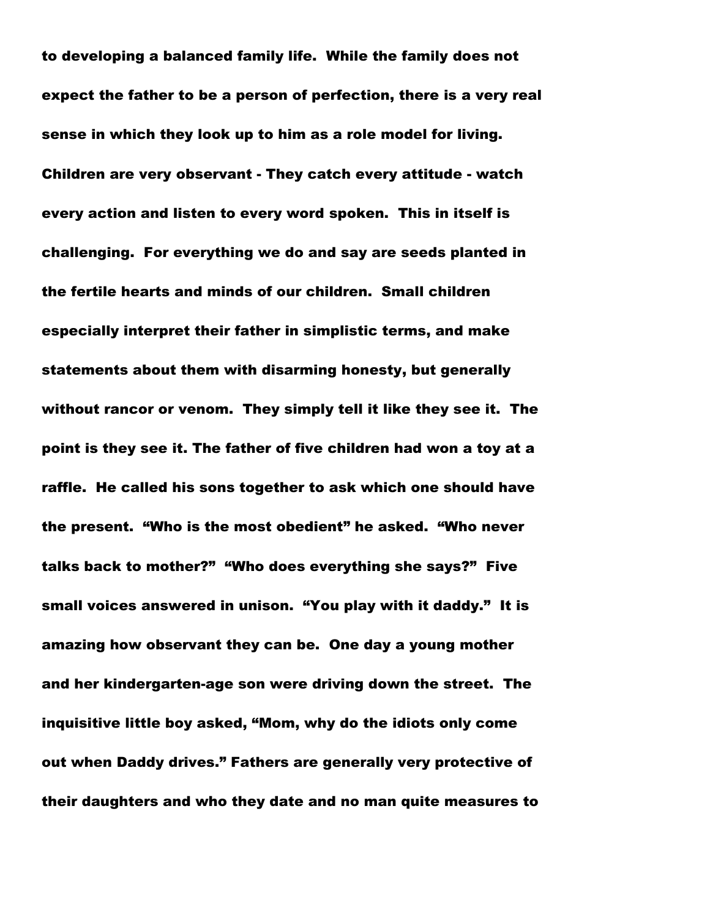to developing a balanced family life. While the family does not expect the father to be a person of perfection, there is a very real sense in which they look up to him as a role model for living. Children are very observant - They catch every attitude - watch every action and listen to every word spoken. This in itself is challenging. For everything we do and say are seeds planted in the fertile hearts and minds of our children. Small children especially interpret their father in simplistic terms, and make statements about them with disarming honesty, but generally without rancor or venom. They simply tell it like they see it. The point is they see it. The father of five children had won a toy at a raffle. He called his sons together to ask which one should have the present. "Who is the most obedient" he asked. "Who never talks back to mother?" "Who does everything she says?" Five small voices answered in unison. "You play with it daddy." It is amazing how observant they can be. One day a young mother and her kindergarten-age son were driving down the street. The inquisitive little boy asked, "Mom, why do the idiots only come out when Daddy drives." Fathers are generally very protective of their daughters and who they date and no man quite measures to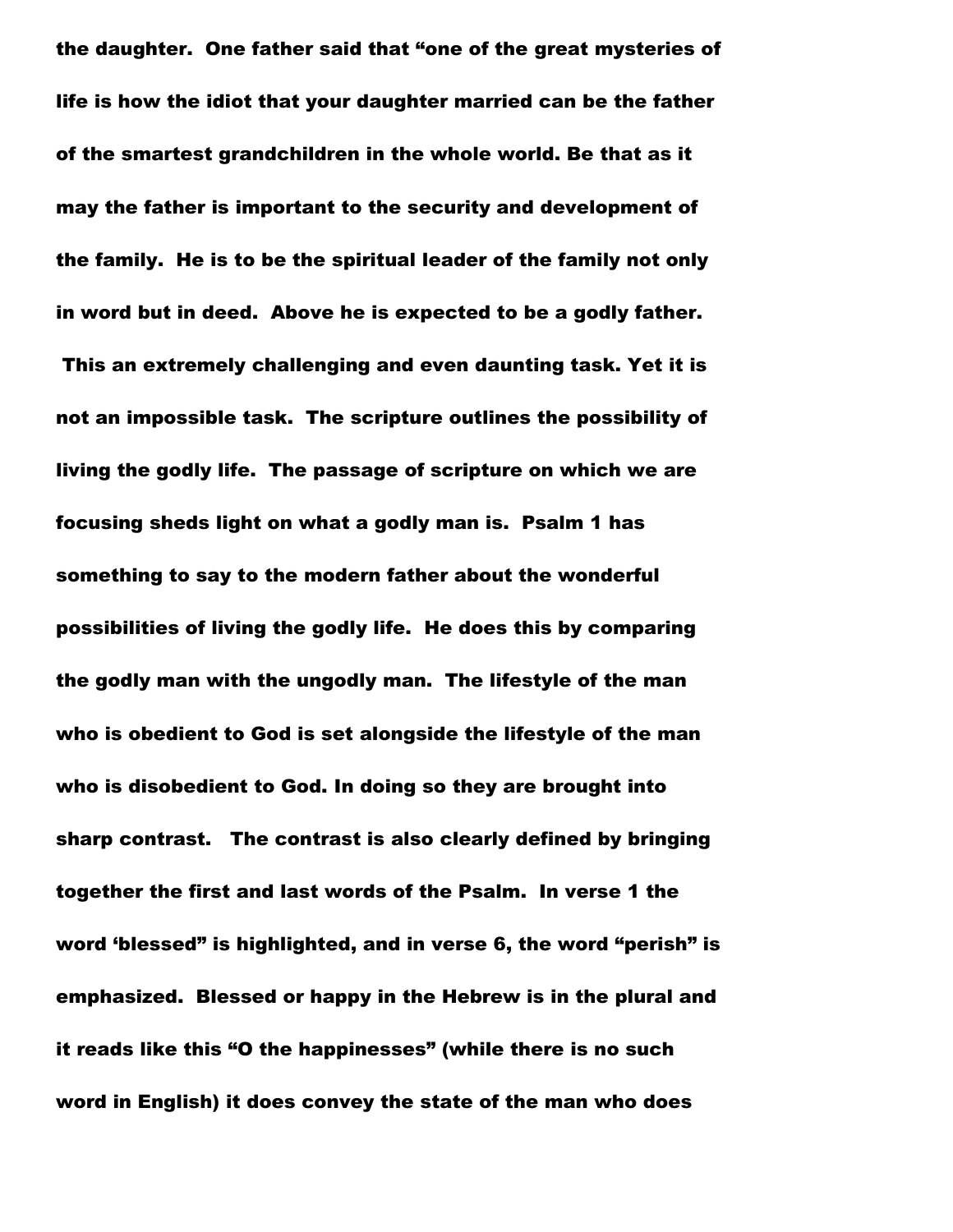the daughter. One father said that "one of the great mysteries of life is how the idiot that your daughter married can be the father of the smartest grandchildren in the whole world. Be that as it may the father is important to the security and development of the family. He is to be the spiritual leader of the family not only in word but in deed. Above he is expected to be a godly father. This an extremely challenging and even daunting task. Yet it is not an impossible task. The scripture outlines the possibility of living the godly life. The passage of scripture on which we are focusing sheds light on what a godly man is. Psalm 1 has something to say to the modern father about the wonderful possibilities of living the godly life. He does this by comparing the godly man with the ungodly man. The lifestyle of the man who is obedient to God is set alongside the lifestyle of the man who is disobedient to God. In doing so they are brought into sharp contrast. The contrast is also clearly defined by bringing together the first and last words of the Psalm. In verse 1 the word 'blessed" is highlighted, and in verse 6, the word "perish" is emphasized. Blessed or happy in the Hebrew is in the plural and it reads like this "O the happinesses" (while there is no such word in English) it does convey the state of the man who does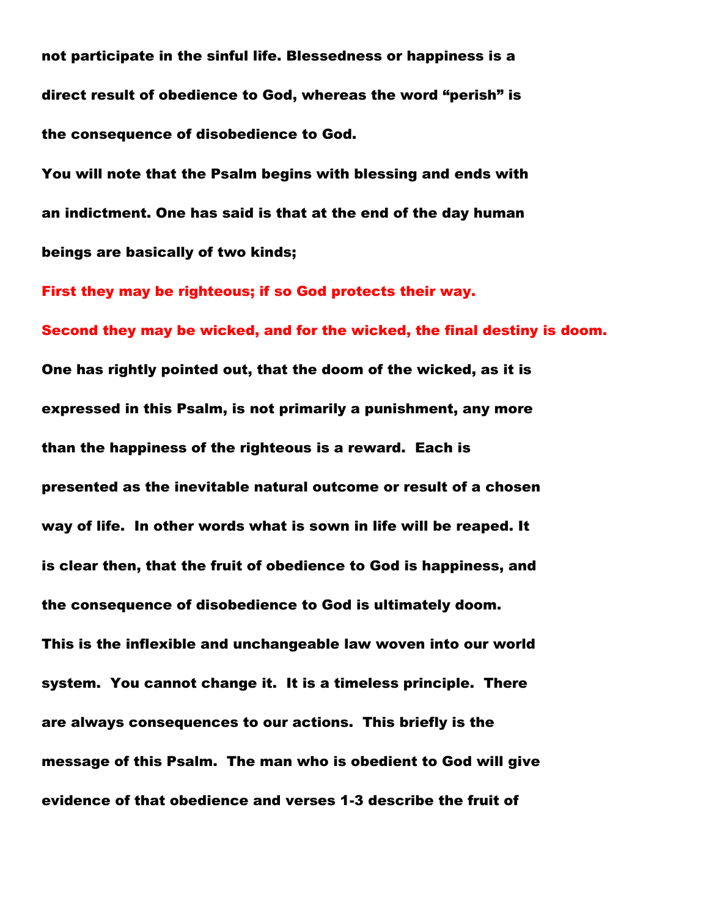not participate in the sinful life. Blessedness or happiness is a direct result of obedience to God, whereas the word “perish” is the consequence of disobedience to God.

You will note that the Psalm begins with blessing and ends with an indictment. One has said is that at the end of the day human beings are basically of two kinds;

**First they may be righteous; if so God protects their way.**

**Second they may be wicked, and for the wicked, the final destiny is doom.**

One has rightly pointed out, that the doom of the wicked, as it is expressed in this Psalm, is not primarily a punishment, any more than the happiness of the righteous is a reward. Each is presented as the inevitable natural outcome or result of a chosen way of life. In other words what is sown in life will be reaped. It is clear then, that the fruit of obedience to God is happiness, and the consequence of disobedience to God is ultimately doom. This is the inflexible and unchangeable law woven into our world system. You cannot change it. It is a timeless principle. There are always consequences to our actions. This briefly is the message of this Psalm. The man who is obedient to God will give evidence of that obedience and verses 1-3 describe the fruit of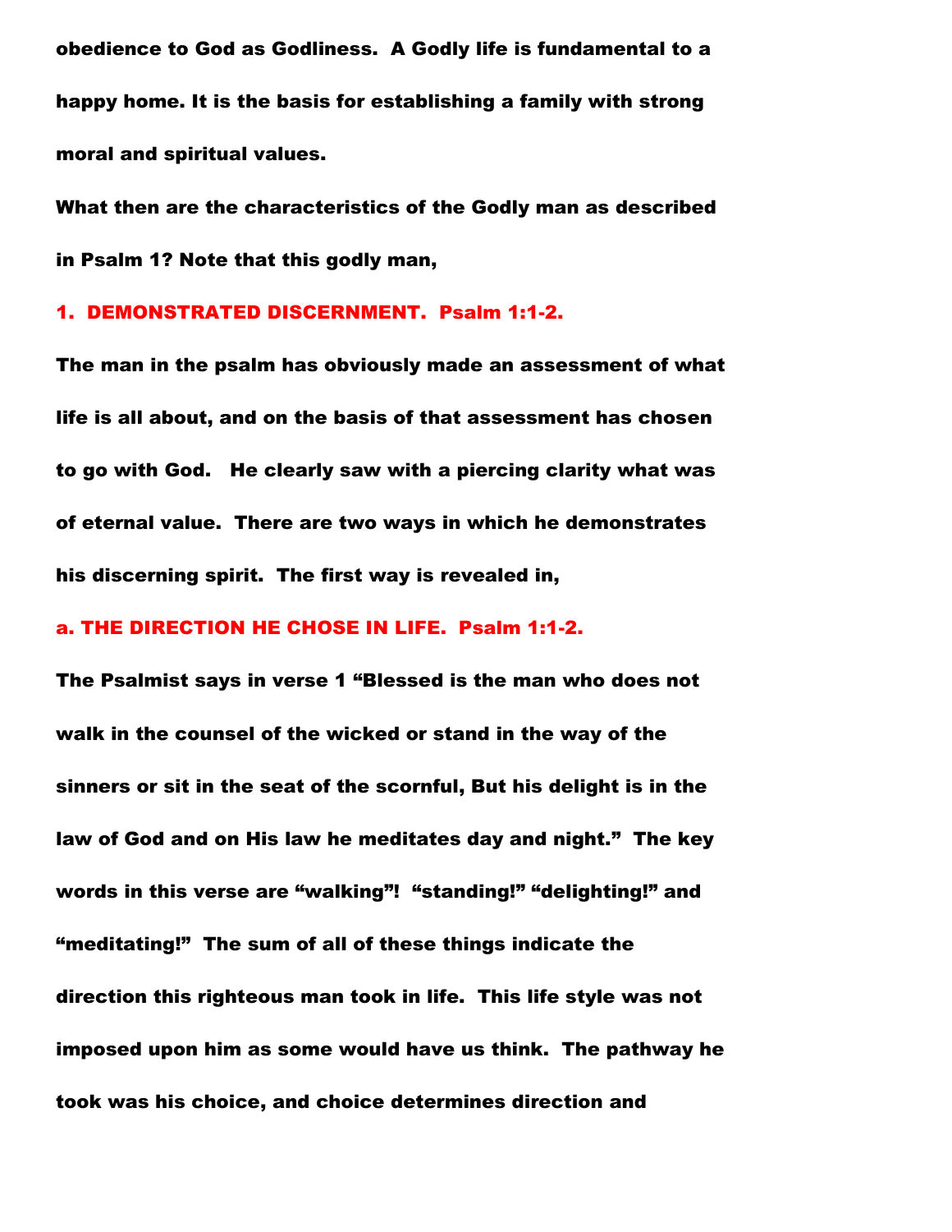obedience to God as Godliness. A Godly life is fundamental to a happy home. It is the basis for establishing a family with strong moral and spiritual values.

What then are the characteristics of the Godly man as described in Psalm 1? Note that this godly man,

## 1. DEMONSTRATED DISCERNMENT. Psalm 1:1-2.

The man in the psalm has obviously made an assessment of what life is all about, and on the basis of that assessment has chosen to go with God. He clearly saw with a piercing clarity what was of eternal value. There are two ways in which he demonstrates his discerning spirit. The first way is revealed in,

### a. THE DIRECTION HE CHOSE IN LIFE. Psalm 1:1-2.

The Psalmist says in verse 1 "Blessed is the man who does not walk in the counsel of the wicked or stand in the way of the sinners or sit in the seat of the scornful, But his delight is in the law of God and on His law he meditates day and night." The key words in this verse are "walking"! "standing!" "delighting!" and "meditating!" The sum of all of these things indicate the direction this righteous man took in life. This life style was not imposed upon him as some would have us think. The pathway he took was his choice, and choice determines direction and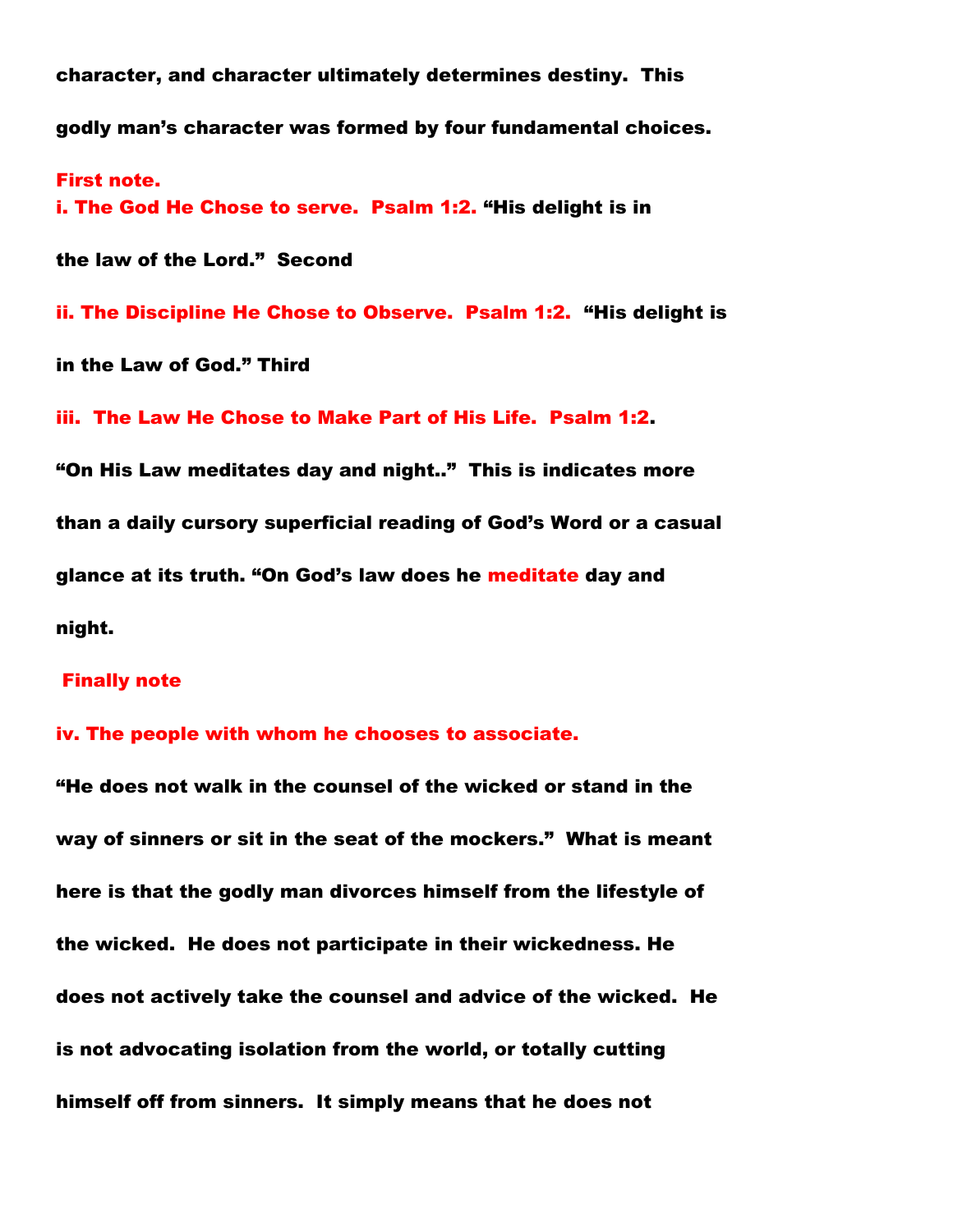**character, and character ultimately determines destiny. This godly man's character was formed by four fundamental choices.**

**First note.**
**i. The God He Chose to serve. Psalm 1:2.** **"His delight is in the law of the Lord." Second**

**ii. The Discipline He Chose to Observe. Psalm 1:2.** **"His delight is in the Law of God." Third**

**iii. The Law He Chose to Make Part of His Life. Psalm 1:2.**

**"On His Law meditates day and night.." This is indicates more than a daily cursory superficial reading of God's Word or a casual glance at its truth. "On God's law does he meditate day and night.**

**Finally note**

**iv. The people with whom he chooses to associate.**

**"He does not walk in the counsel of the wicked or stand in the way of sinners or sit in the seat of the mockers." What is meant here is that the godly man divorces himself from the lifestyle of the wicked. He does not participate in their wickedness. He does not actively take the counsel and advice of the wicked. He is not advocating isolation from the world, or totally cutting himself off from sinners. It simply means that he does not**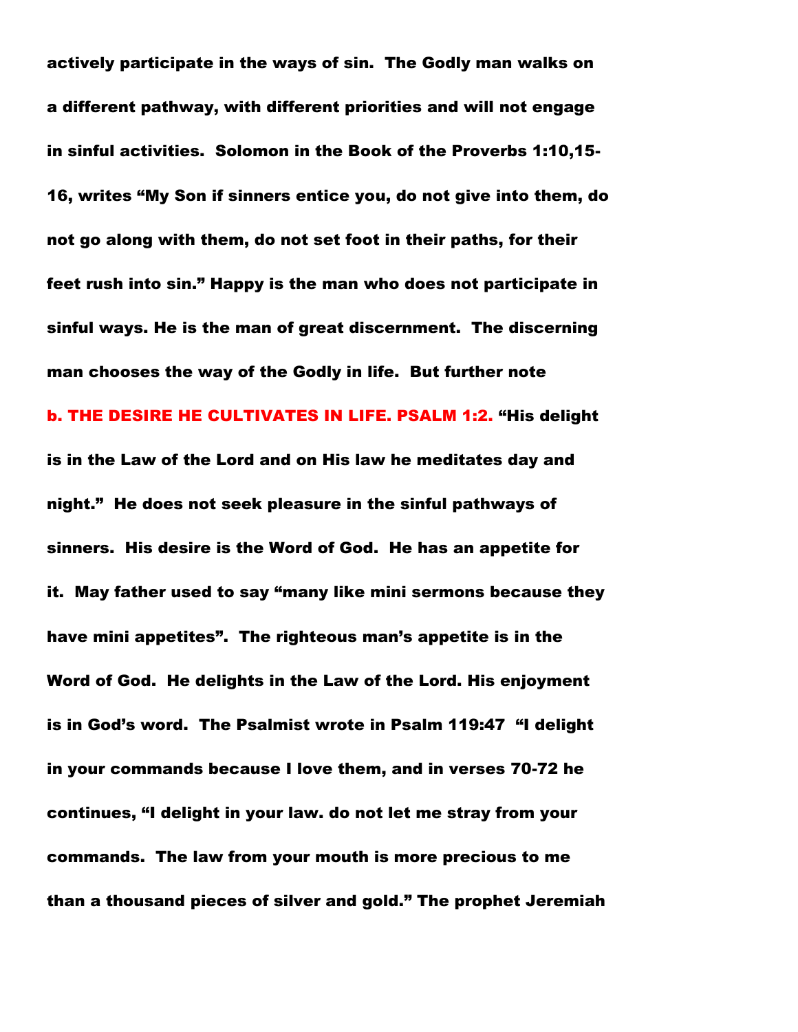**actively participate in the ways of sin. The Godly man walks on a different pathway, with different priorities and will not engage in sinful activities. Solomon in the Book of the Proverbs 1:10,15-16, writes "My Son if sinners entice you, do not give into them, do not go along with them, do not set foot in their paths, for their feet rush into sin." Happy is the man who does not participate in sinful ways. He is the man of great discernment. The discerning man chooses the way of the Godly in life. But further note**

**b. THE DESIRE HE CULTIVATES IN LIFE. PSALM 1:2. "His delight is in the Law of the Lord and on His law he meditates day and night." He does not seek pleasure in the sinful pathways of sinners. His desire is the Word of God. He has an appetite for it. May father used to say "many like mini sermons because they have mini appetites". The righteous man's appetite is in the Word of God. He delights in the Law of the Lord. His enjoyment is in God's word. The Psalmist wrote in Psalm 119:47 "I delight in your commands because I love them, and in verses 70-72 he continues, "I delight in your law. do not let me stray from your commands. The law from your mouth is more precious to me than a thousand pieces of silver and gold." The prophet Jeremiah**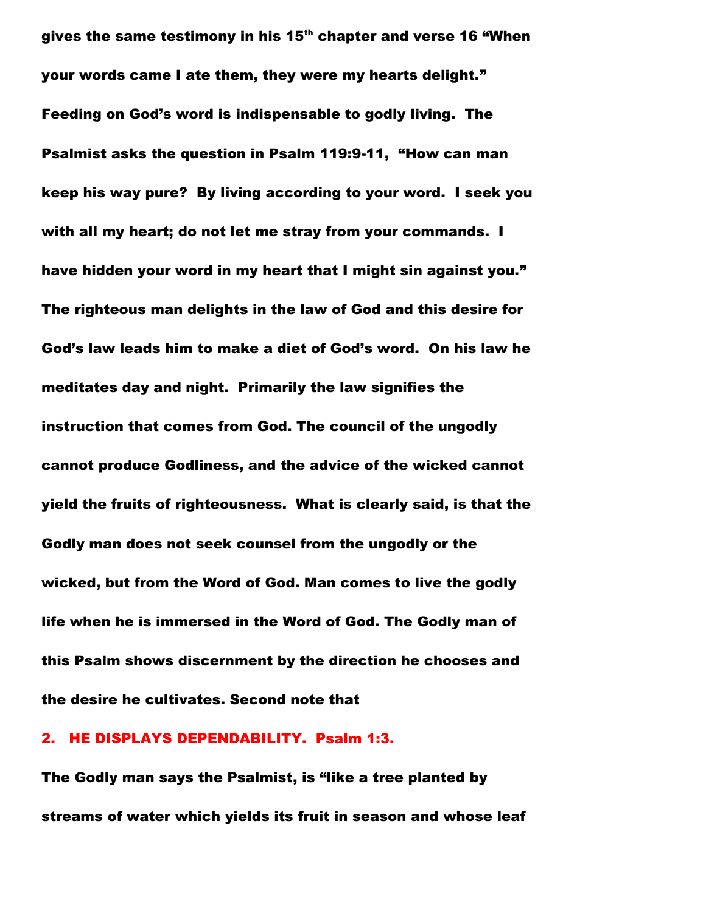**gives the same testimony in his 15th chapter and verse 16 "When your words came I ate them, they were my hearts delight." Feeding on God's word is indispensable to godly living. The Psalmist asks the question in Psalm 119:9-11, "How can man keep his way pure? By living according to your word. I seek you with all my heart; do not let me stray from your commands. I have hidden your word in my heart that I might sin against you." The righteous man delights in the law of God and this desire for God's law leads him to make a diet of God's word. On his law he meditates day and night. Primarily the law signifies the instruction that comes from God. The council of the ungodly cannot produce Godliness, and the advice of the wicked cannot yield the fruits of righteousness. What is clearly said, is that the Godly man does not seek counsel from the ungodly or the wicked, but from the Word of God. Man comes to live the godly life when he is immersed in the Word of God. The Godly man of this Psalm shows discernment by the direction he chooses and the desire he cultivates. Second note that**

## 2. HE DISPLAYS DEPENDABILITY. Psalm 1:3.

**The Godly man says the Psalmist, is "like a tree planted by streams of water which yields its fruit in season and whose leaf**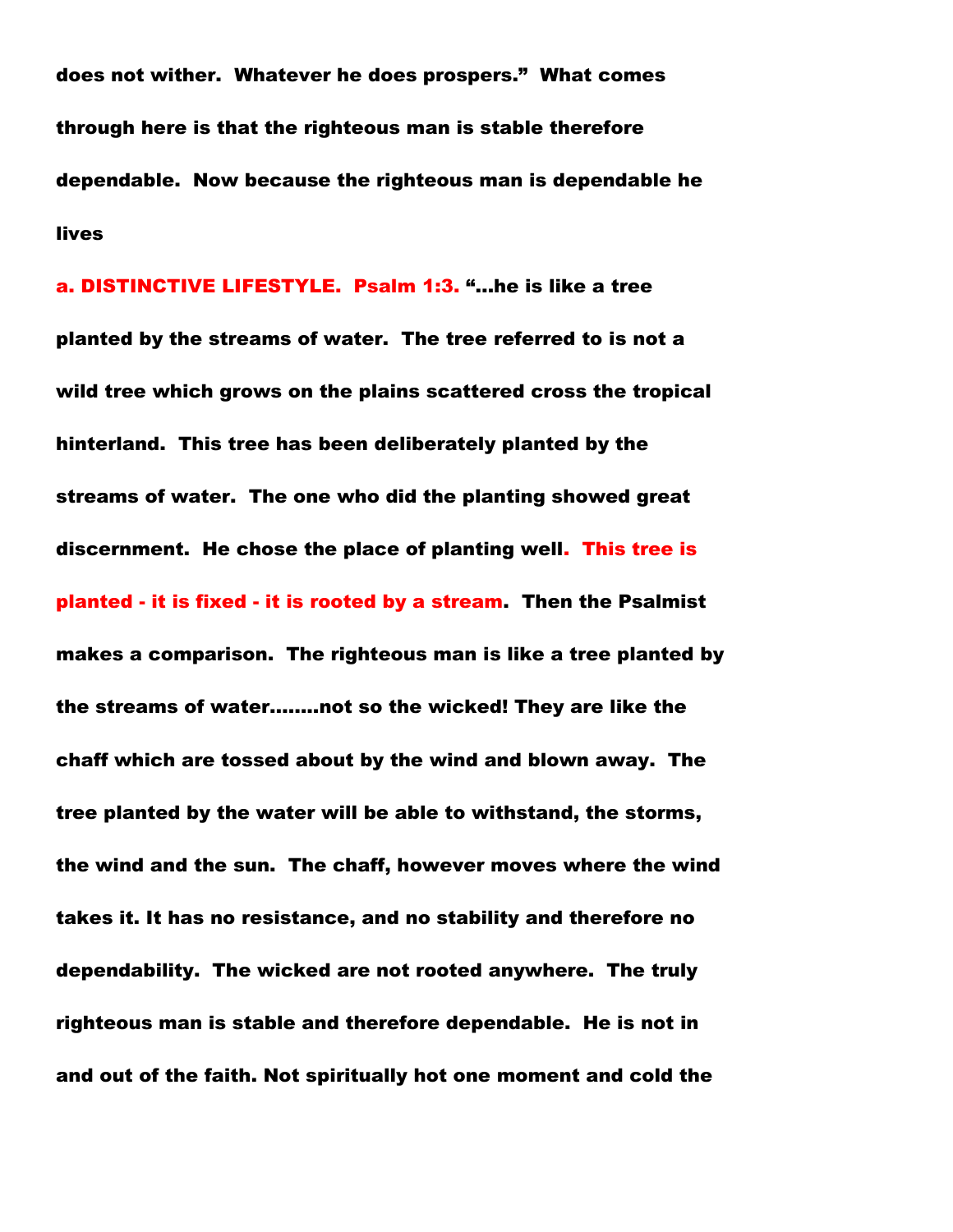**does not wither. Whatever he does prospers." What comes through here is that the righteous man is stable therefore dependable. Now because the righteous man is dependable he lives**

**a. DISTINCTIVE LIFESTYLE. Psalm 1:3.** **"...he is like a tree planted by the streams of water. The tree referred to is not a wild tree which grows on the plains scattered cross the tropical hinterland. This tree has been deliberately planted by the streams of water. The one who did the planting showed great discernment. He chose the place of planting well. This tree is planted - it is fixed - it is rooted by a stream. Then the Psalmist makes a comparison. The righteous man is like a tree planted by the streams of water........not so the wicked! They are like the chaff which are tossed about by the wind and blown away. The tree planted by the water will be able to withstand, the storms, the wind and the sun. The chaff, however moves where the wind takes it. It has no resistance, and no stability and therefore no dependability. The wicked are not rooted anywhere. The truly righteous man is stable and therefore dependable. He is not in and out of the faith. Not spiritually hot one moment and cold the**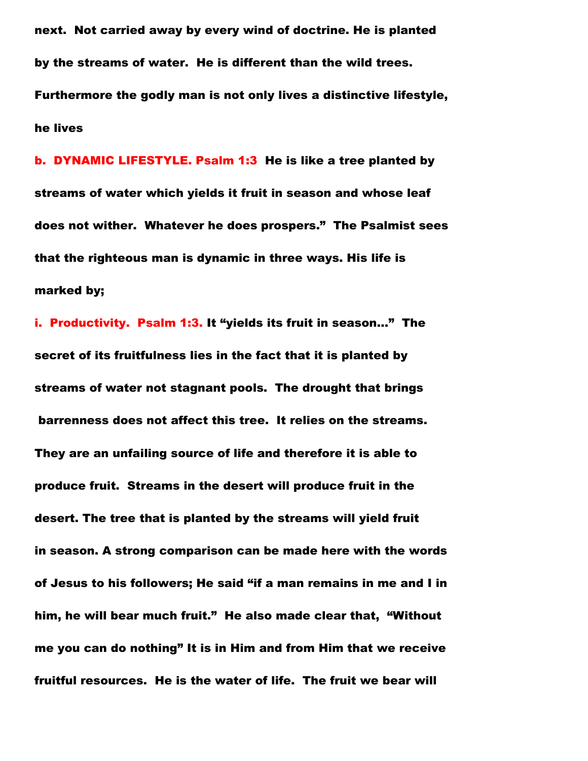**next. Not carried away by every wind of doctrine. He is planted by the streams of water. He is different than the wild trees. Furthermore the godly man is not only lives a distinctive lifestyle, he lives**

**b. DYNAMIC LIFESTYLE. Psalm 1:3** **He is like a tree planted by streams of water which yields it fruit in season and whose leaf does not wither. Whatever he does prospers." The Psalmist sees that the righteous man is dynamic in three ways. His life is marked by;**

**i. Productivity. Psalm 1:3.** **It "yields its fruit in season…" The secret of its fruitfulness lies in the fact that it is planted by streams of water not stagnant pools. The drought that brings barrenness does not affect this tree. It relies on the streams. They are an unfailing source of life and therefore it is able to produce fruit. Streams in the desert will produce fruit in the desert. The tree that is planted by the streams will yield fruit in season. A strong comparison can be made here with the words of Jesus to his followers; He said "if a man remains in me and I in him, he will bear much fruit." He also made clear that, "Without me you can do nothing" It is in Him and from Him that we receive fruitful resources. He is the water of life. The fruit we bear will**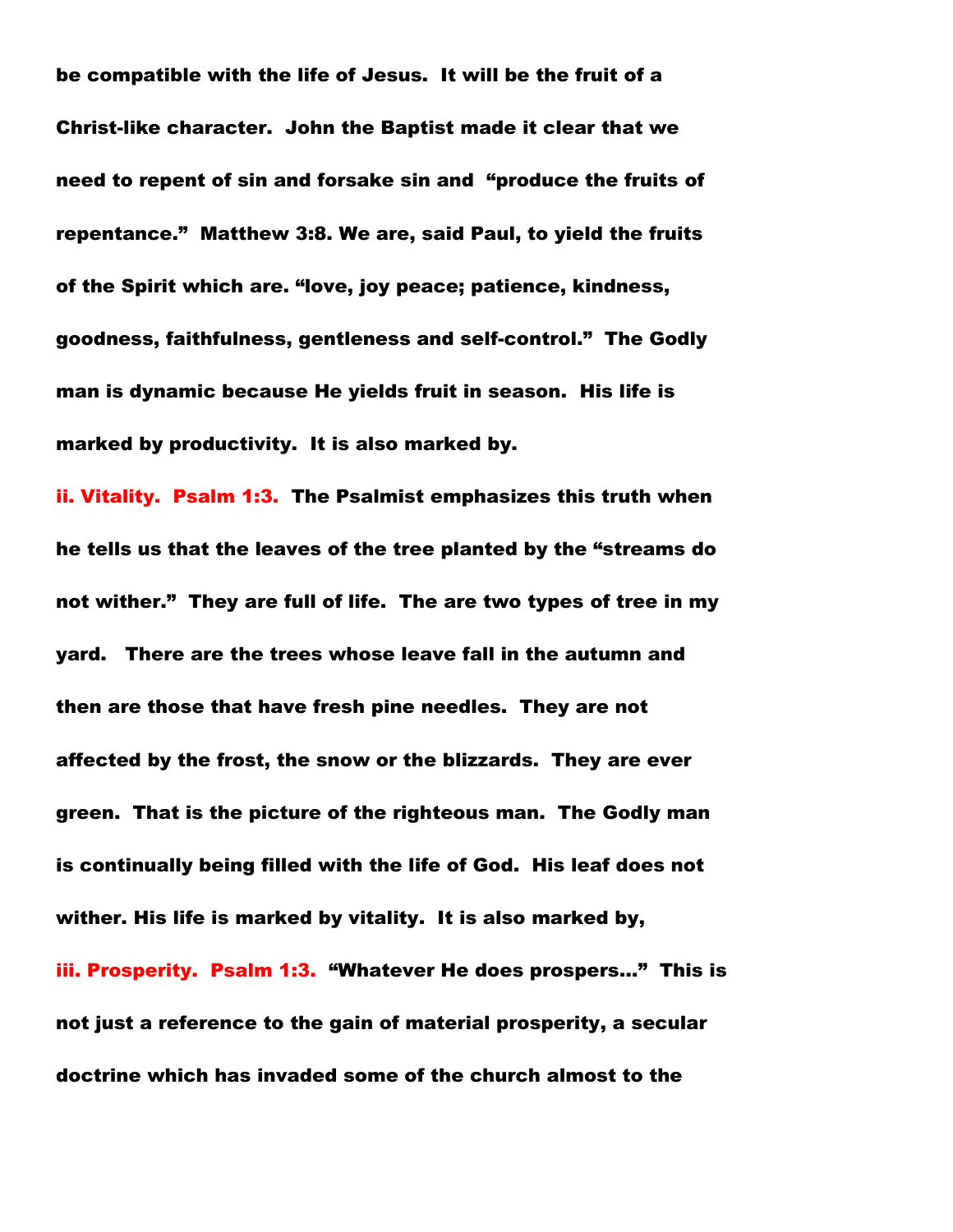be compatible with the life of Jesus. It will be the fruit of a Christ-like character. John the Baptist made it clear that we need to repent of sin and forsake sin and "produce the fruits of repentance." Matthew 3:8. We are, said Paul, to yield the fruits of the Spirit which are. "love, joy peace; patience, kindness, goodness, faithfulness, gentleness and self-control." The Godly man is dynamic because He yields fruit in season. His life is marked by productivity. It is also marked by.

**ii. Vitality. Psalm 1:3.** The Psalmist emphasizes this truth when he tells us that the leaves of the tree planted by the "streams do not wither." They are full of life. The are two types of tree in my yard. There are the trees whose leave fall in the autumn and then are those that have fresh pine needles. They are not affected by the frost, the snow or the blizzards. They are ever green. That is the picture of the righteous man. The Godly man is continually being filled with the life of God. His leaf does not wither. His life is marked by vitality. It is also marked by,

**iii. Prosperity. Psalm 1:3.** "Whatever He does prospers…" This is not just a reference to the gain of material prosperity, a secular doctrine which has invaded some of the church almost to the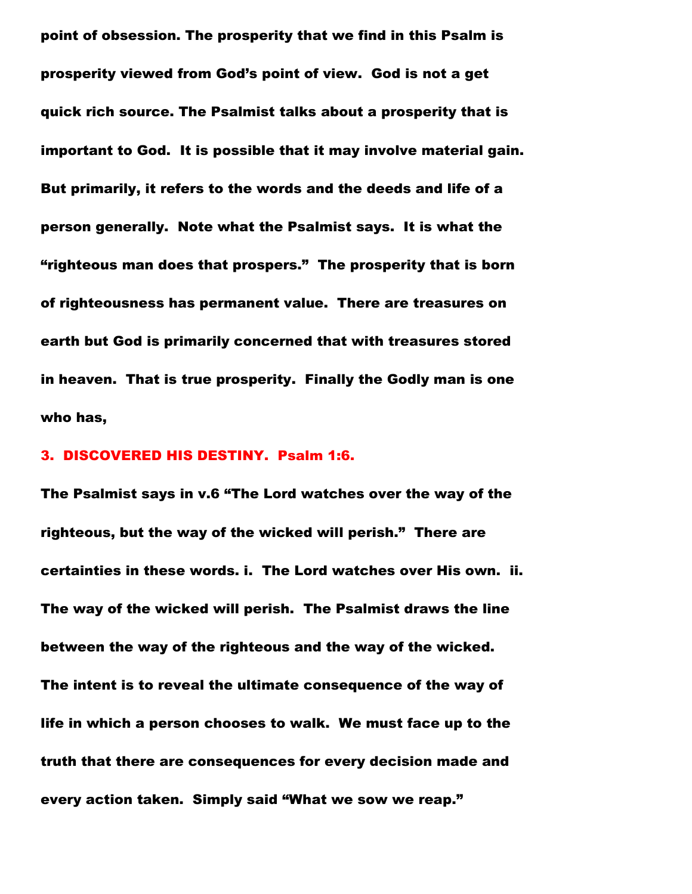**point of obsession. The prosperity that we find in this Psalm is prosperity viewed from God's point of view. God is not a get quick rich source. The Psalmist talks about a prosperity that is important to God. It is possible that it may involve material gain. But primarily, it refers to the words and the deeds and life of a person generally. Note what the Psalmist says. It is what the "righteous man does that prospers." The prosperity that is born of righteousness has permanent value. There are treasures on earth but God is primarily concerned that with treasures stored in heaven. That is true prosperity. Finally the Godly man is one who has,**

### 3. DISCOVERED HIS DESTINY. Psalm 1:6.

**The Psalmist says in v.6 "The Lord watches over the way of the righteous, but the way of the wicked will perish." There are certainties in these words. i. The Lord watches over His own. ii. The way of the wicked will perish. The Psalmist draws the line between the way of the righteous and the way of the wicked. The intent is to reveal the ultimate consequence of the way of life in which a person chooses to walk. We must face up to the truth that there are consequences for every decision made and every action taken. Simply said "What we sow we reap."**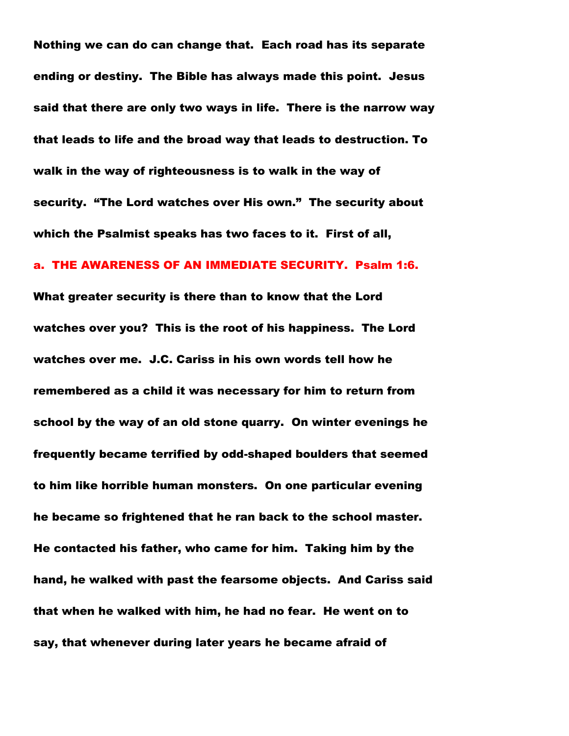**Nothing we can do can change that. Each road has its separate ending or destiny. The Bible has always made this point. Jesus said that there are only two ways in life. There is the narrow way that leads to life and the broad way that leads to destruction. To walk in the way of righteousness is to walk in the way of security. "The Lord watches over His own." The security about which the Psalmist speaks has two faces to it. First of all,**

### a. THE AWARENESS OF AN IMMEDIATE SECURITY. Psalm 1:6.

**What greater security is there than to know that the Lord watches over you? This is the root of his happiness. The Lord watches over me. J.C. Cariss in his own words tell how he remembered as a child it was necessary for him to return from school by the way of an old stone quarry. On winter evenings he frequently became terrified by odd-shaped boulders that seemed to him like horrible human monsters. On one particular evening he became so frightened that he ran back to the school master. He contacted his father, who came for him. Taking him by the hand, he walked with past the fearsome objects. And Cariss said that when he walked with him, he had no fear. He went on to say, that whenever during later years he became afraid of**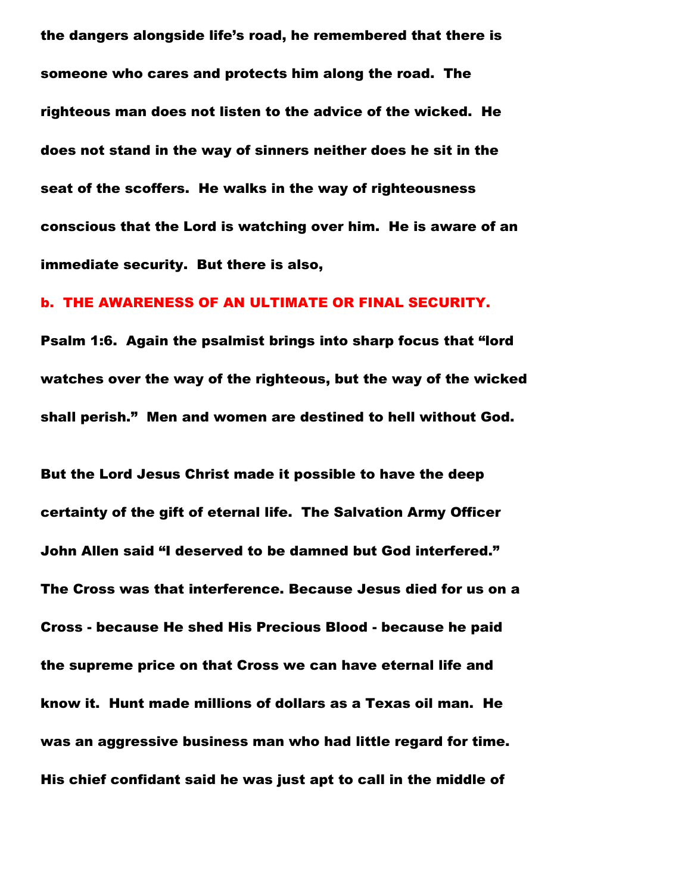**the dangers alongside life's road, he remembered that there is someone who cares and protects him along the road. The righteous man does not listen to the advice of the wicked. He does not stand in the way of sinners neither does he sit in the seat of the scoffers. He walks in the way of righteousness conscious that the Lord is watching over him. He is aware of an immediate security. But there is also,**

## b. THE AWARENESS OF AN ULTIMATE OR FINAL SECURITY.

**Psalm 1:6. Again the psalmist brings into sharp focus that "lord watches over the way of the righteous, but the way of the wicked shall perish." Men and women are destined to hell without God.**

**But the Lord Jesus Christ made it possible to have the deep certainty of the gift of eternal life. The Salvation Army Officer John Allen said "I deserved to be damned but God interfered." The Cross was that interference. Because Jesus died for us on a Cross - because He shed His Precious Blood - because he paid the supreme price on that Cross we can have eternal life and know it. Hunt made millions of dollars as a Texas oil man. He was an aggressive business man who had little regard for time. His chief confidant said he was just apt to call in the middle of**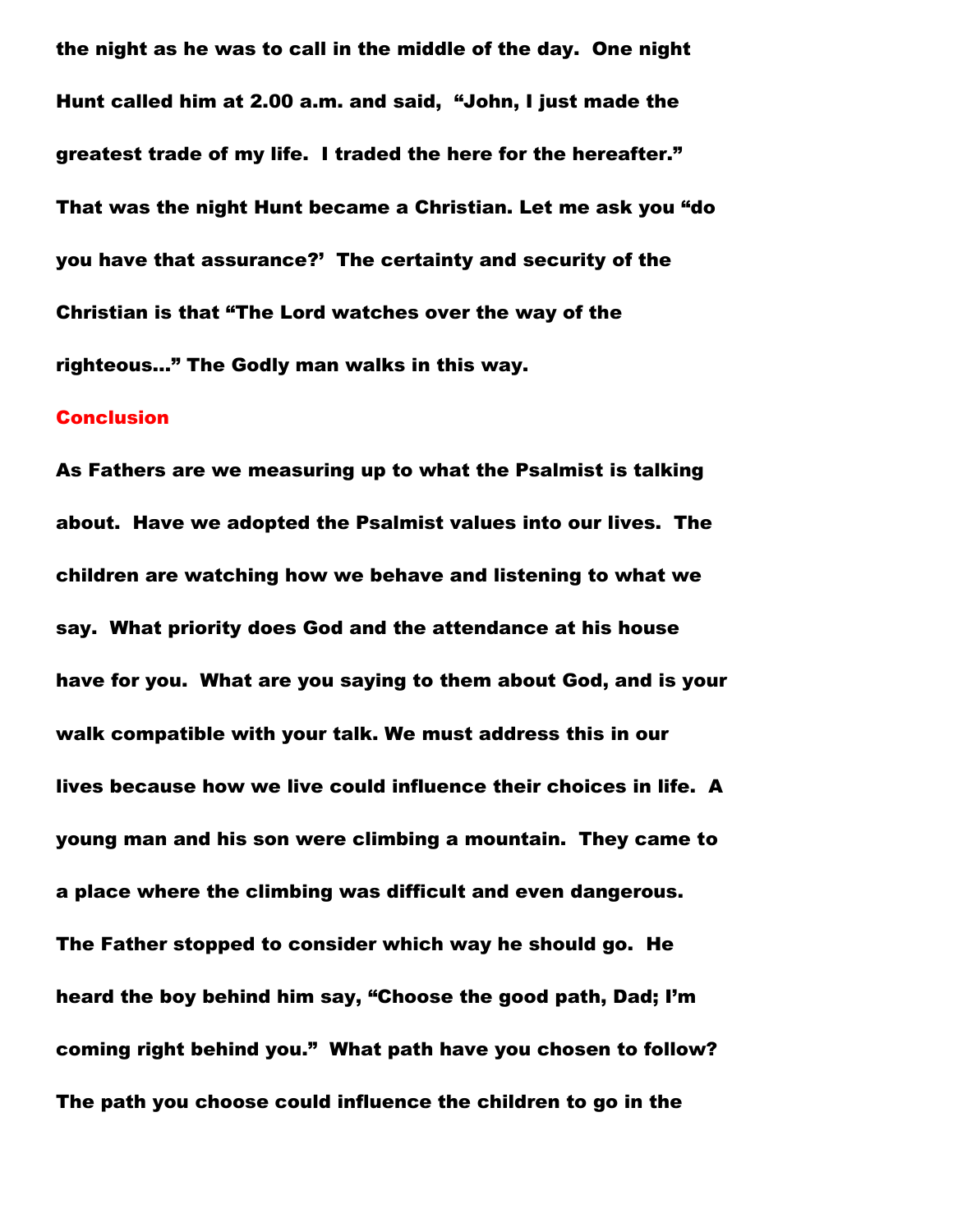**the night as he was to call in the middle of the day. One night Hunt called him at 2.00 a.m. and said, "John, I just made the greatest trade of my life. I traded the here for the hereafter." That was the night Hunt became a Christian. Let me ask you "do you have that assurance?' The certainty and security of the Christian is that "The Lord watches over the way of the righteous..." The Godly man walks in this way.**

## Conclusion

**As Fathers are we measuring up to what the Psalmist is talking about. Have we adopted the Psalmist values into our lives. The children are watching how we behave and listening to what we say. What priority does God and the attendance at his house have for you. What are you saying to them about God, and is your walk compatible with your talk. We must address this in our lives because how we live could influence their choices in life. A young man and his son were climbing a mountain. They came to a place where the climbing was difficult and even dangerous. The Father stopped to consider which way he should go. He heard the boy behind him say, "Choose the good path, Dad; I'm coming right behind you." What path have you chosen to follow? The path you choose could influence the children to go in the**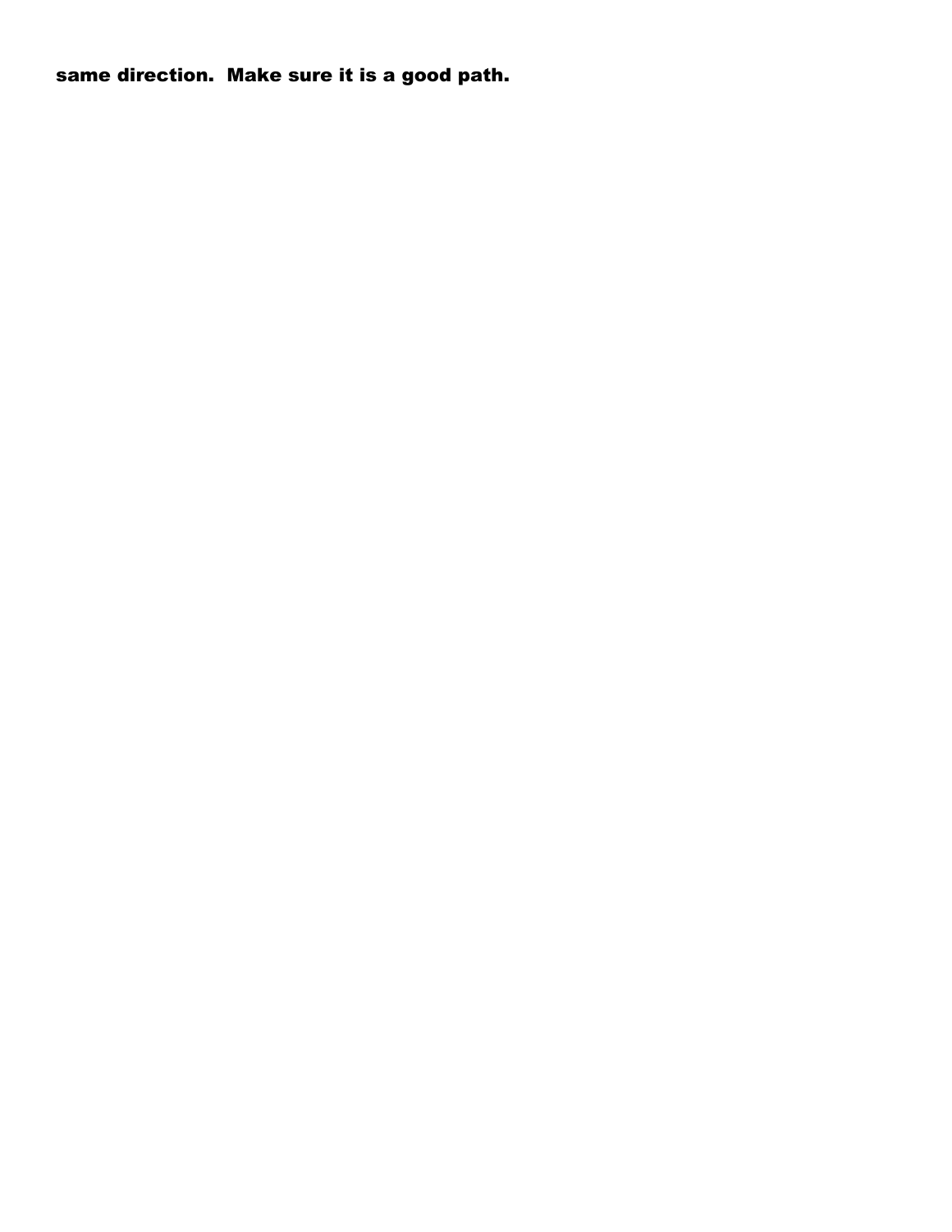**same direction. Make sure it is a good path.**